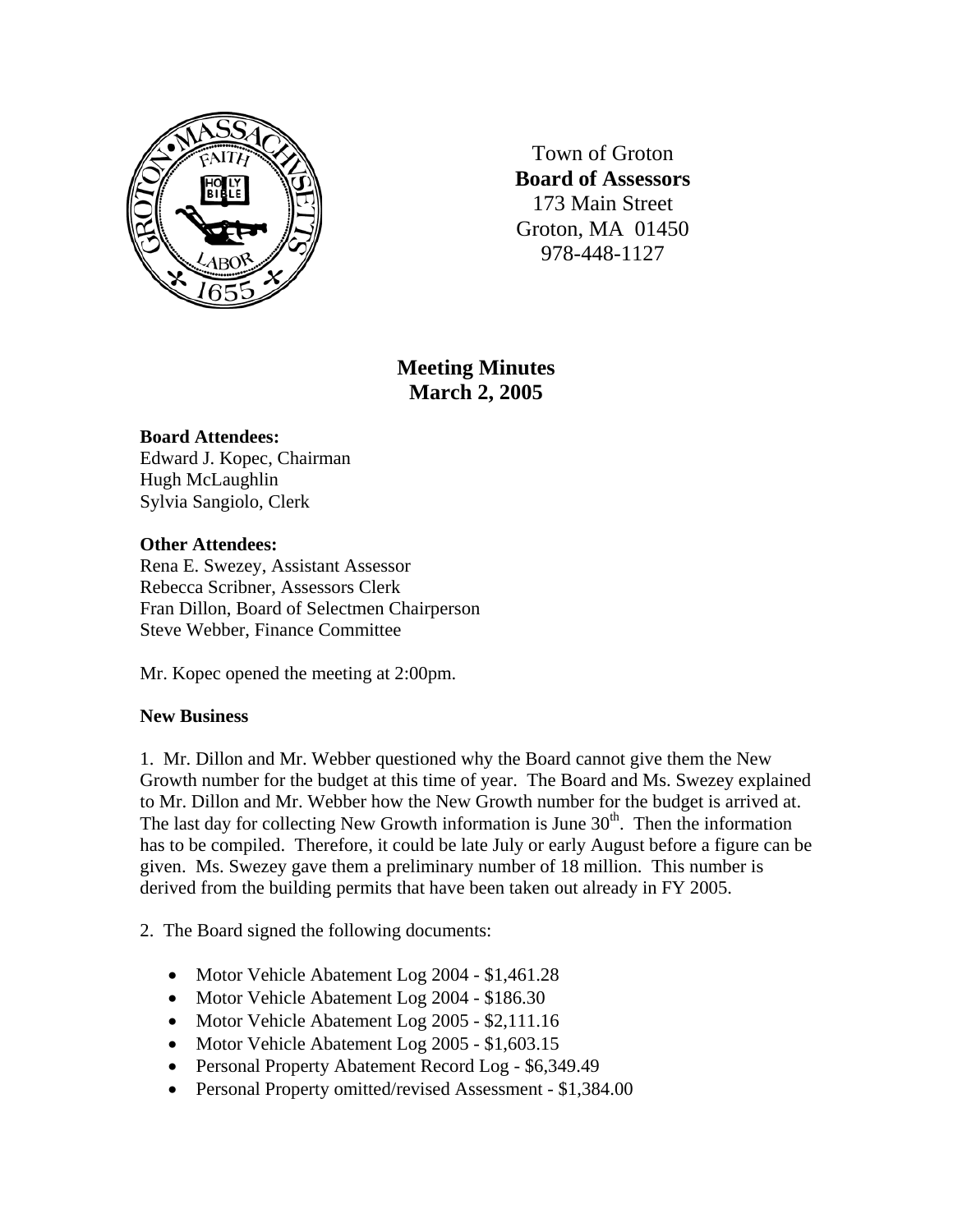Town of Groton
**Board of Assessors**
173 Main Street
Groton, MA 01450
978-448-1127

# Meeting Minutes
## March 2, 2005

**Board Attendees:**
Edward J. Kopec, Chairman
Hugh McLaughlin
Sylvia Sangiolo, Clerk

**Other Attendees:**
Rena E. Swezey, Assistant Assessor
Rebecca Scribner, Assessors Clerk
Fran Dillon, Board of Selectmen Chairperson
Steve Webber, Finance Committee

Mr. Kopec opened the meeting at 2:00pm.

**New Business**

1. Mr. Dillon and Mr. Webber questioned why the Board cannot give them the New Growth number for the budget at this time of year. The Board and Ms. Swezey explained to Mr. Dillon and Mr. Webber how the New Growth number for the budget is arrived at. The last day for collecting New Growth information is June 30th. Then the information has to be compiled. Therefore, it could be late July or early August before a figure can be given. Ms. Swezey gave them a preliminary number of 18 million. This number is derived from the building permits that have been taken out already in FY 2005.

2. The Board signed the following documents:

- Motor Vehicle Abatement Log 2004 - $1,461.28
- Motor Vehicle Abatement Log 2004 - $186.30
- Motor Vehicle Abatement Log 2005 - $2,111.16
- Motor Vehicle Abatement Log 2005 - $1,603.15
- Personal Property Abatement Record Log - $6,349.49
- Personal Property omitted/revised Assessment - $1,384.00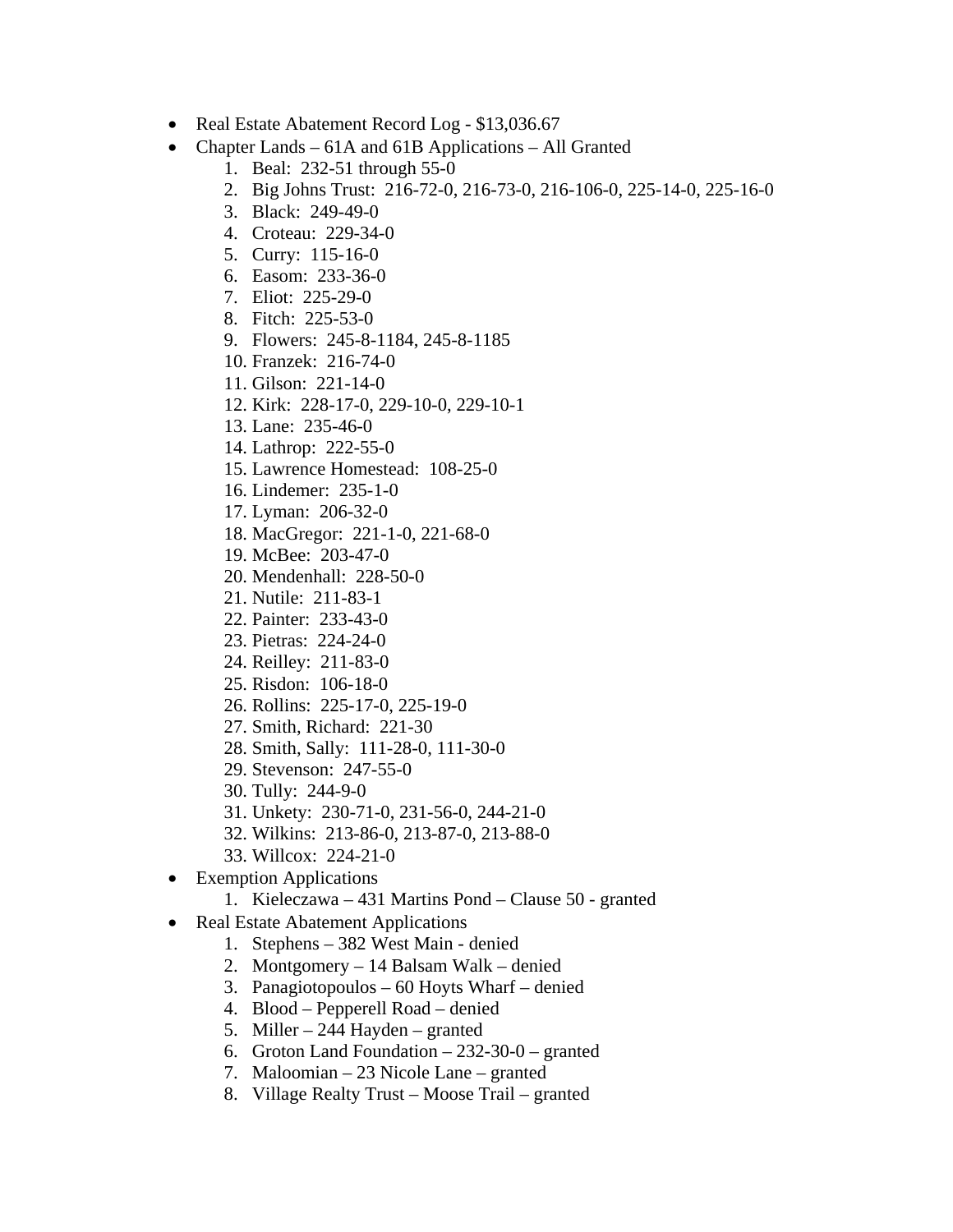- Real Estate Abatement Record Log - $13,036.67
- Chapter Lands – 61A and 61B Applications – All Granted
    1. Beal: 232-51 through 55-0
    2. Big Johns Trust: 216-72-0, 216-73-0, 216-106-0, 225-14-0, 225-16-0
    3. Black: 249-49-0
    4. Croteau: 229-34-0
    5. Curry: 115-16-0
    6. Easom: 233-36-0
    7. Eliot: 225-29-0
    8. Fitch: 225-53-0
    9. Flowers: 245-8-1184, 245-8-1185
    10. Franzek: 216-74-0
    11. Gilson: 221-14-0
    12. Kirk: 228-17-0, 229-10-0, 229-10-1
    13. Lane: 235-46-0
    14. Lathrop: 222-55-0
    15. Lawrence Homestead: 108-25-0
    16. Lindemer: 235-1-0
    17. Lyman: 206-32-0
    18. MacGregor: 221-1-0, 221-68-0
    19. McBee: 203-47-0
    20. Mendenhall: 228-50-0
    21. Nutile: 211-83-1
    22. Painter: 233-43-0
    23. Pietras: 224-24-0
    24. Reilley: 211-83-0
    25. Risdon: 106-18-0
    26. Rollins: 225-17-0, 225-19-0
    27. Smith, Richard: 221-30
    28. Smith, Sally: 111-28-0, 111-30-0
    29. Stevenson: 247-55-0
    30. Tully: 244-9-0
    31. Unkety: 230-71-0, 231-56-0, 244-21-0
    32. Wilkins: 213-86-0, 213-87-0, 213-88-0
    33. Willcox: 224-21-0
- Exemption Applications
    1. Kieleczawa – 431 Martins Pond – Clause 50 - granted
- Real Estate Abatement Applications
    1. Stephens – 382 West Main - denied
    2. Montgomery – 14 Balsam Walk – denied
    3. Panagiotopoulos – 60 Hoyts Wharf – denied
    4. Blood – Pepperell Road – denied
    5. Miller – 244 Hayden – granted
    6. Groton Land Foundation – 232-30-0 – granted
    7. Maloomian – 23 Nicole Lane – granted
    8. Village Realty Trust – Moose Trail – granted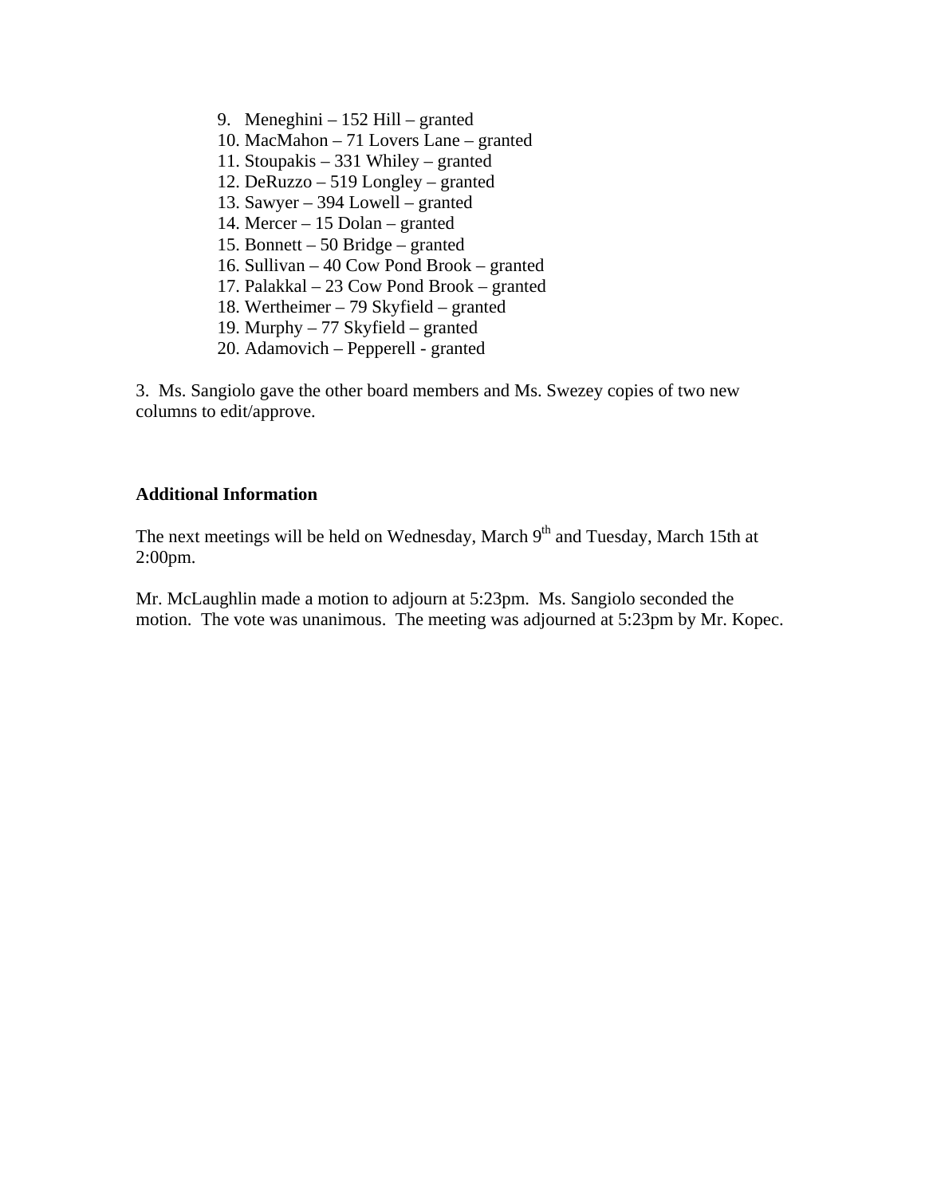9. Meneghini – 152 Hill – granted
10. MacMahon – 71 Lovers Lane – granted
11. Stoupakis – 331 Whiley – granted
12. DeRuzzo – 519 Longley – granted
13. Sawyer – 394 Lowell – granted
14. Mercer – 15 Dolan – granted
15. Bonnett – 50 Bridge – granted
16. Sullivan – 40 Cow Pond Brook – granted
17. Palakkal – 23 Cow Pond Brook – granted
18. Wertheimer – 79 Skyfield – granted
19. Murphy – 77 Skyfield – granted
20. Adamovich – Pepperell - granted

3. Ms. Sangiolo gave the other board members and Ms. Swezey copies of two new columns to edit/approve.

**Additional Information**

The next meetings will be held on Wednesday, March 9th and Tuesday, March 15th at 2:00pm.

Mr. McLaughlin made a motion to adjourn at 5:23pm. Ms. Sangiolo seconded the motion. The vote was unanimous. The meeting was adjourned at 5:23pm by Mr. Kopec.